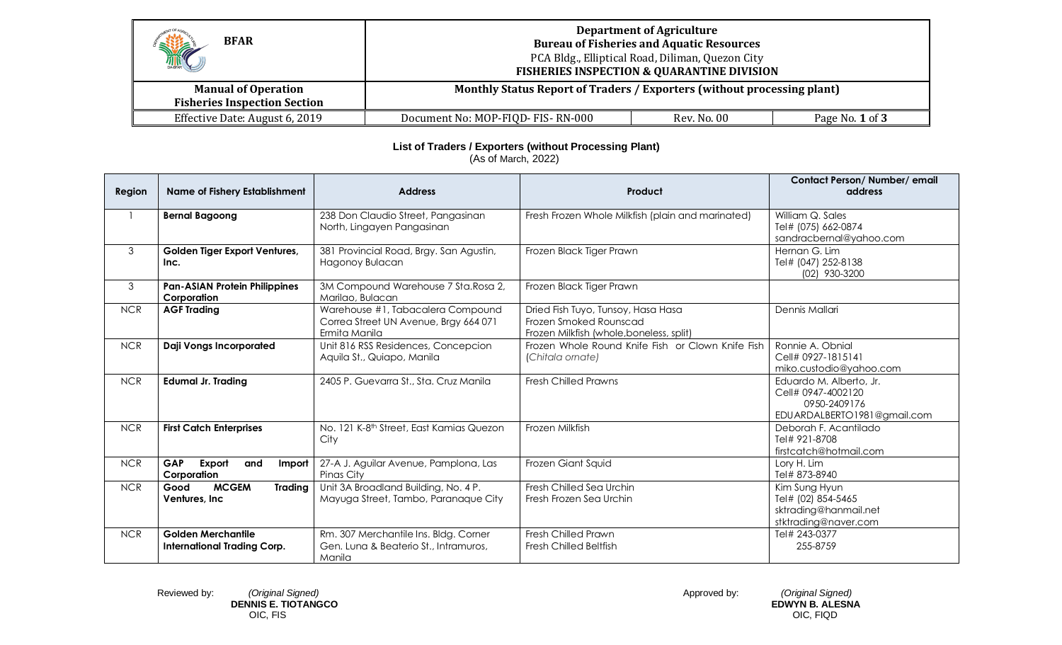| BFAR | Department of Agriculture<br>Bureau of Fisheries and Aquatic Resources<br>PCA Bldg., Elliptical Road, Diliman, Quezon City<br>FISHERIES INSPECTION & QUARANTINE DIVISION | | |
|---|---|---|---|
| **Manual of Operation**<br>**Fisheries Inspection Section** | **Monthly Status Report of Traders / Exporters (without processing plant)** | | |
| Effective Date: August 6, 2019 | Document No: MOP-FIQD- FIS- RN-000 | Rev. No. 00 | Page No. 1 of 3 |

## List of Traders / Exporters (without Processing Plant)

(As of March, 2022)

| Region | Name of Fishery Establishment | Address | Product | Contact Person/ Number/ email address |
|---|---|---|---|---|
| 1 | **Bernal Bagoong** | 238 Don Claudio Street, Pangasinan North, Lingayen Pangasinan | Fresh Frozen Whole Milkfish (plain and marinated) | William Q. Sales<br>Tel# (075) 662-0874<br>sandracbernal@yahoo.com |
| 3 | **Golden Tiger Export Ventures, Inc.** | 381 Provincial Road, Brgy. San Agustin, Hagonoy Bulacan | Frozen Black Tiger Prawn | Hernan G. Lim<br>Tel# (047) 252-8138<br>(02) 930-3200 |
| 3 | **Pan-ASIAN Protein Philippines Corporation** | 3M Compound Warehouse 7 Sta.Rosa 2, Marilao, Bulacan | Frozen Black Tiger Prawn | |
| NCR | **AGF Trading** | Warehouse #1, Tabacalera Compound Correa Street UN Avenue, Brgy 664 071 Ermita Manila | Dried Fish Tuyo, Tunsoy, Hasa Hasa<br>Frozen Smoked Rounscad<br>Frozen Milkfish (whole,boneless, split) | Dennis Mallari |
| NCR | **Daji Vongs Incorporated** | Unit 816 RSS Residences, Concepcion Aquila St., Quiapo, Manila | Frozen Whole Round Knife Fish or Clown Knife Fish (*Chitala ornate*) | Ronnie A. Obnial<br>Cell# 0927-1815141<br>miko.custodio@yahoo.com |
| NCR | **Edumal Jr. Trading** | 2405 P. Guevarra St., Sta. Cruz Manila | Fresh Chilled Prawns | Eduardo M. Alberto, Jr.<br>Cell# 0947-4002120<br>0950-2409176<br>EDUARDALBERTO1981@gmail.com |
| NCR | **First Catch Enterprises** | No. 121 K-8th Street, East Kamias Quezon City | Frozen Milkfish | Deborah F. Acantilado<br>Tel# 921-8708<br>firstcatch@hotmail.com |
| NCR | **GAP Export and Import Corporation** | 27-A J. Aguilar Avenue, Pamplona, Las Pinas City | Frozen Giant Squid | Lory H. Lim<br>Tel# 873-8940 |
| NCR | **Good MCGEM Trading Ventures, Inc** | Unit 3A Broadland Building, No. 4 P. Mayuga Street, Tambo, Paranaque City | Fresh Chilled Sea Urchin<br>Fresh Frozen Sea Urchin | Kim Sung Hyun<br>Tel# (02) 854-5465<br>sktrading@hanmail.net<br>stktrading@naver.com |
| NCR | **Golden Merchantile International Trading Corp.** | Rm. 307 Merchantile Ins. Bldg. Corner Gen. Luna & Beaterio St., Intramuros, Manila | Fresh Chilled Prawn<br>Fresh Chilled Beltfish | Tel# 243-0377<br>255-8759 |

Reviewed by: *(Original Signed)*
**DENNIS E. TIOTANGCO**
OIC, FIS

Approved by: *(Original Signed)*
**EDWYN B. ALESNA**
OIC, FIQD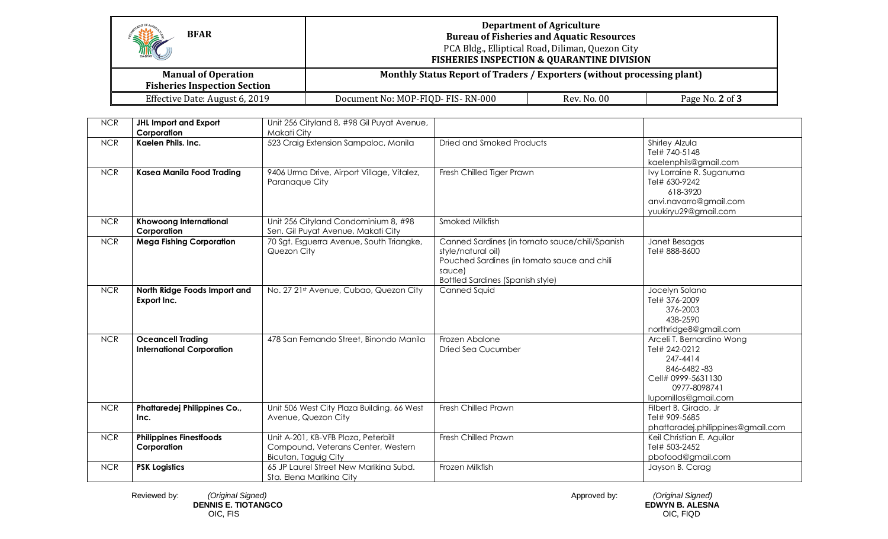| NCR | **JHL Import and Export Corporation** | Unit 256 Cityland 8, #98 Gil Puyat Avenue, Makati City | | |
|---|---|---|---|---|
| NCR | **Kaelen Phils. Inc.** | 523 Craig Extension Sampaloc, Manila | Dried and Smoked Products | Shirley Alzula<br>Tel# 740-5148<br>kaelenphils@gmail.com |
| NCR | **Kasea Manila Food Trading** | 9406 Urma Drive, Airport Village, Vitalez, Paranaque City | Fresh Chilled Tiger Prawn | Ivy Lorraine R. Suganuma<br>Tel# 630-9242<br>618-3920<br>anvi.navarro@gmail.com<br>yuukiryu29@gmail.com |
| NCR | **Khowoong International Corporation** | Unit 256 Cityland Condominium 8, #98 Sen. Gil Puyat Avenue, Makati City | Smoked Milkfish | |
| NCR | **Mega Fishing Corporation** | 70 Sgt. Esguerra Avenue, South Triangke, Quezon City | Canned Sardines (in tomato sauce/chili/Spanish style/natural oil)<br>Pouched Sardines (in tomato sauce and chili sauce)<br>Bottled Sardines (Spanish style) | Janet Besagas<br>Tel# 888-8600 |
| NCR | **North Ridge Foods Import and Export Inc.** | No. 27 21st Avenue, Cubao, Quezon City | Canned Squid | Jocelyn Solano<br>Tel# 376-2009<br>376-2003<br>438-2590<br>northridge8@gmail.com |
| NCR | **Oceancell Trading International Corporation** | 478 San Fernando Street, Binondo Manila | Frozen Abalone<br>Dried Sea Cucumber | Arceli T. Bernardino Wong<br>Tel# 242-0212<br>247-4414<br>846-6482 -83<br>Cell# 0999-5631130<br>0977-8098741<br>lupornillos@gmail.com |
| NCR | **Phattaredej Philippines Co., Inc.** | Unit 506 West City Plaza Building, 66 West Avenue, Quezon City | Fresh Chilled Prawn | Filbert B. Girado, Jr<br>Tel# 909-5685<br>phattaradej.philippines@gmail.com |
| NCR | **Philippines Finestfoods Corporation** | Unit A-201, KB-VFB Plaza, Peterbilt Compound, Veterans Center, Western Bicutan, Taguig City | Fresh Chilled Prawn | Keil Christian E. Aguilar<br>Tel# 503-2452<br>pbofood@gmail.com |
| NCR | **PSK Logistics** | 65 JP Laurel Street New Marikina Subd. Sta. Elena Marikina City | Frozen Milkfish | Jayson B. Carag |

Reviewed by: *(Original Signed)*
**DENNIS E. TIOTANGCO**
OIC, FIS

Approved by: *(Original Signed)*
**EDWYN B. ALESNA**
OIC, FIQD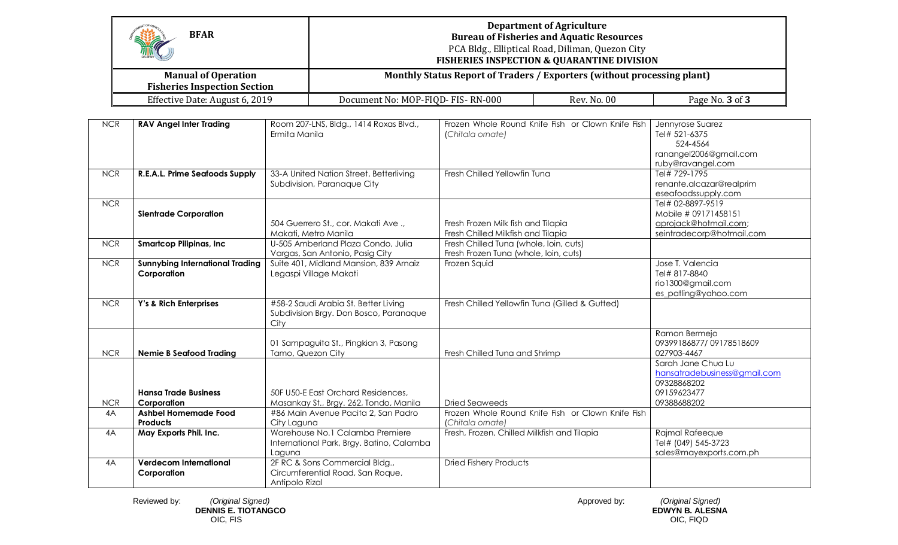| NCR | **RAV Angel Inter Trading** | Room 207-LNS, Bldg., 1414 Roxas Blvd., Ermita Manila | Frozen Whole Round Knife Fish or Clown Knife Fish (*Chitala ornate*) | Jennyrose Suarez<br>Tel# 521-6375<br>524-4564<br>ranangel2006@gmail.com<br>ruby@ravangel.com |
|---|---|---|---|---|
| NCR | **R.E.A.L. Prime Seafoods Supply** | 33-A United Nation Street, Betterliving Subdivision, Paranaque City | Fresh Chilled Yellowfin Tuna | Tel# 729-1795<br>renante.alcazar@realprim eseafoodssupply.com |
| NCR | **Sientrade Corporation** | 504 Guerrero St., cor. Makati Ave ., Makati, Metro Manila | Fresh Frozen Milk fish and Tilapia<br>Fresh Chilled Milkfish and Tilapia | Tel# 02-8897-9519<br>Mobile # 09171458151<br>aprojack@hotmail.com;<br>seintradecorp@hotmail.com |
| NCR | **Smartcop Pilipinas, Inc** | U-505 Amberland Plaza Condo, Julia Vargas, San Antonio, Pasig City | Fresh Chilled Tuna (whole, loin, cuts)<br>Fresh Frozen Tuna (whole, loin, cuts) | |
| NCR | **Sunnybing International Trading Corporation** | Suite 401, Midland Mansion, 839 Arnaiz Legaspi Village Makati | Frozen Squid | Jose T. Valencia<br>Tel# 817-8840<br>rio1300@gmail.com<br>es_patling@yahoo.com |
| NCR | **Y's & Rich Enterprises** | #58-2 Saudi Arabia St. Better Living Subdivision Brgy. Don Bosco, Paranaque City | Fresh Chilled Yellowfin Tuna (Gilled & Gutted) | |
| NCR | **Nemie B Seafood Trading** | 01 Sampaguita St., Pingkian 3, Pasong Tamo, Quezon City | Fresh Chilled Tuna and Shrimp | Ramon Bermejo<br>09399186877/ 09178518609<br>027903-4467 |
| NCR | **Hansa Trade Business Corporation** | 50F U50-E East Orchard Residences, Masankay St., Brgy. 262, Tondo, Manila | Dried Seaweeds | Sarah Jane Chua Lu<br>hansatradebusiness@gmail.com<br>09328868202<br>09159623477<br>09388688202 |
| 4A | **Ashbel Homemade Food Products** | #86 Main Avenue Pacita 2, San Padro City Laguna | Frozen Whole Round Knife Fish or Clown Knife Fish (*Chitala ornate*) | |
| 4A | **May Exports Phil. Inc.** | Warehouse No.1 Calamba Premiere International Park, Brgy. Batino, Calamba Laguna | Fresh, Frozen, Chilled Milkfish and Tilapia | Rajmal Rafeeque<br>Tel# (049) 545-3723<br>sales@mayexports.com.ph |
| 4A | **Verdecom International Corporation** | 2F RC & Sons Commercial Bldg., Circumferential Road, San Roque, Antipolo Rizal | Dried Fishery Products | |

Reviewed by: *(Original Signed)*
**DENNIS E. TIOTANGCO**
OIC, FIS

Approved by: *(Original Signed)*
**EDWYN B. ALESNA**
OIC, FIQD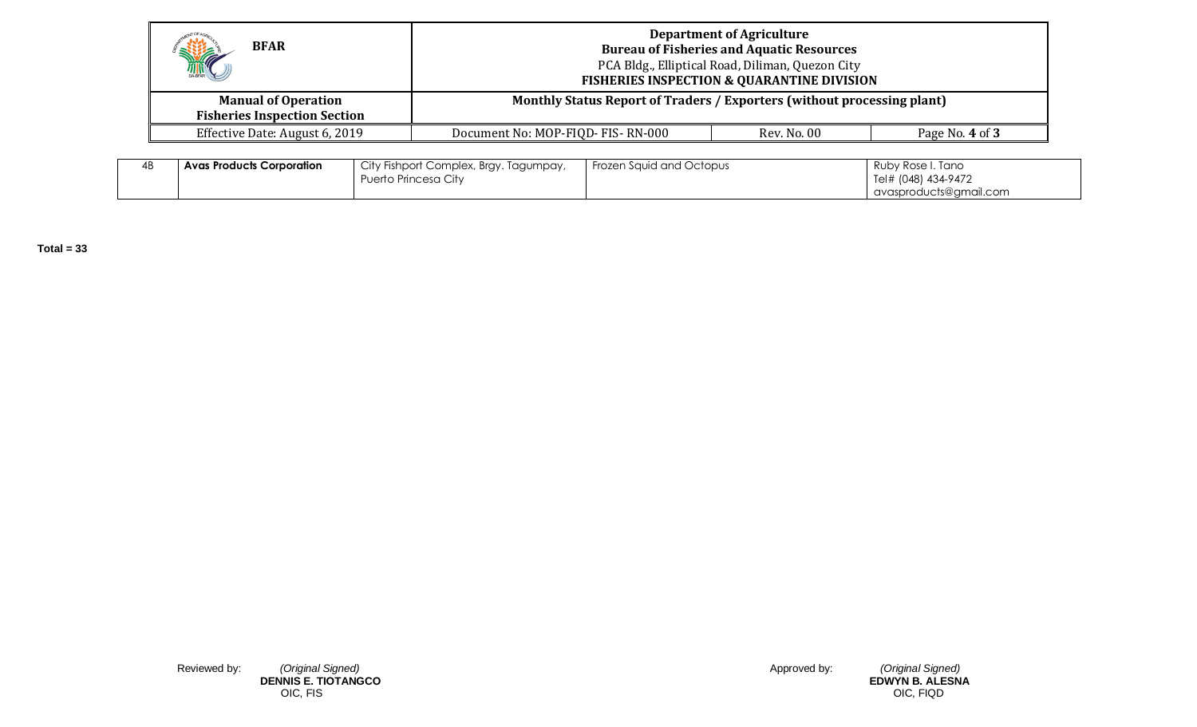| | | | | |
|---|---|---|---|---|
| 48 | **Avas Products Corporation** | City Fishport Complex, Brgy. Tagumpay, Puerto Princesa City | Frozen Squid and Octopus | Ruby Rose I. Tano<br>Tel# (048) 434-9472<br>avasproducts@gmail.com |

**Total = 33**

Reviewed by: *(Original Signed)*
**DENNIS E. TIOTANGCO**
OIC, FIS

Approved by: *(Original Signed)*
**EDWYN B. ALESNA**
OIC, FIQD